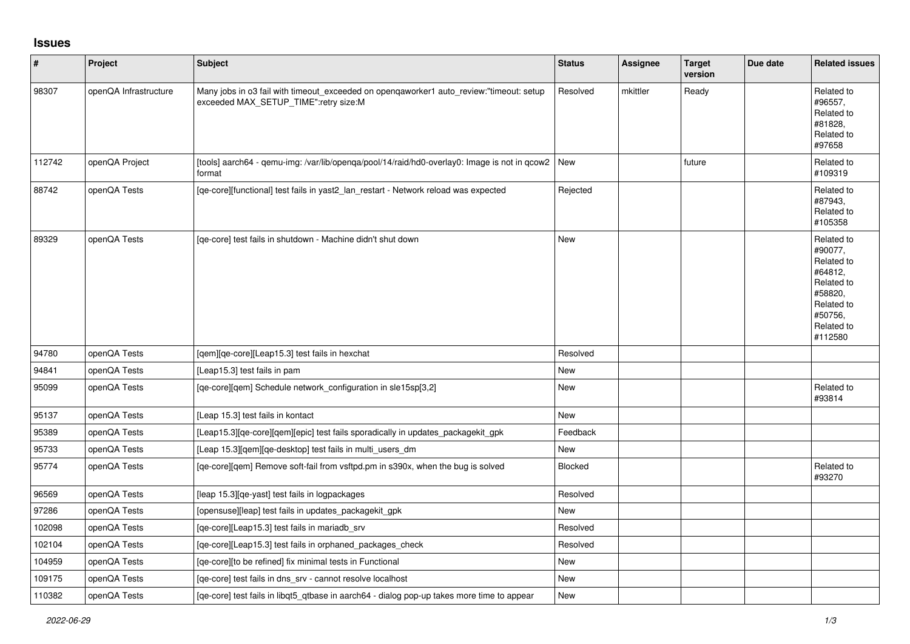# Issues

| # | Project | Subject | Status | Assignee | Target version | Due date | Related issues |
|---|---|---|---|---|---|---|---|
| 98307 | openQA Infrastructure | Many jobs in o3 fail with timeout_exceeded on openqaworker1 auto_review:"timeout: setup exceeded MAX_SETUP_TIME":retry size:M | Resolved | mkittler | Ready | | Related to #96557, Related to #81828, Related to #97658 |
| 112742 | openQA Project | [tools] aarch64 - qemu-img: /var/lib/openqa/pool/14/raid/hd0-overlay0: Image is not in qcow2 format | New | | future | | Related to #109319 |
| 88742 | openQA Tests | [qe-core][functional] test fails in yast2_lan_restart - Network reload was expected | Rejected | | | | Related to #87943, Related to #105358 |
| 89329 | openQA Tests | [qe-core] test fails in shutdown - Machine didn't shut down | New | | | | Related to #90077, Related to #64812, Related to #58820, Related to #50756, Related to #112580 |
| 94780 | openQA Tests | [qem][qe-core][Leap15.3] test fails in hexchat | Resolved | | | | |
| 94841 | openQA Tests | [Leap15.3] test fails in pam | New | | | | |
| 95099 | openQA Tests | [qe-core][qem] Schedule network_configuration in sle15sp[3,2] | New | | | | Related to #93814 |
| 95137 | openQA Tests | [Leap 15.3] test fails in kontact | New | | | | |
| 95389 | openQA Tests | [Leap15.3][qe-core][qem][epic] test fails sporadically in updates_packagekit_gpk | Feedback | | | | |
| 95733 | openQA Tests | [Leap 15.3][qem][qe-desktop] test fails in multi_users_dm | New | | | | |
| 95774 | openQA Tests | [qe-core][qem] Remove soft-fail from vsftpd.pm in s390x, when the bug is solved | Blocked | | | | Related to #93270 |
| 96569 | openQA Tests | [leap 15.3][qe-yast] test fails in logpackages | Resolved | | | | |
| 97286 | openQA Tests | [opensuse][leap] test fails in updates_packagekit_gpk | New | | | | |
| 102098 | openQA Tests | [qe-core][Leap15.3] test fails in mariadb_srv | Resolved | | | | |
| 102104 | openQA Tests | [qe-core][Leap15.3] test fails in orphaned_packages_check | Resolved | | | | |
| 104959 | openQA Tests | [qe-core][to be refined] fix minimal tests in Functional | New | | | | |
| 109175 | openQA Tests | [qe-core] test fails in dns_srv - cannot resolve localhost | New | | | | |
| 110382 | openQA Tests | [qe-core] test fails in libqt5_qtbase in aarch64 - dialog pop-up takes more time to appear | New | | | | |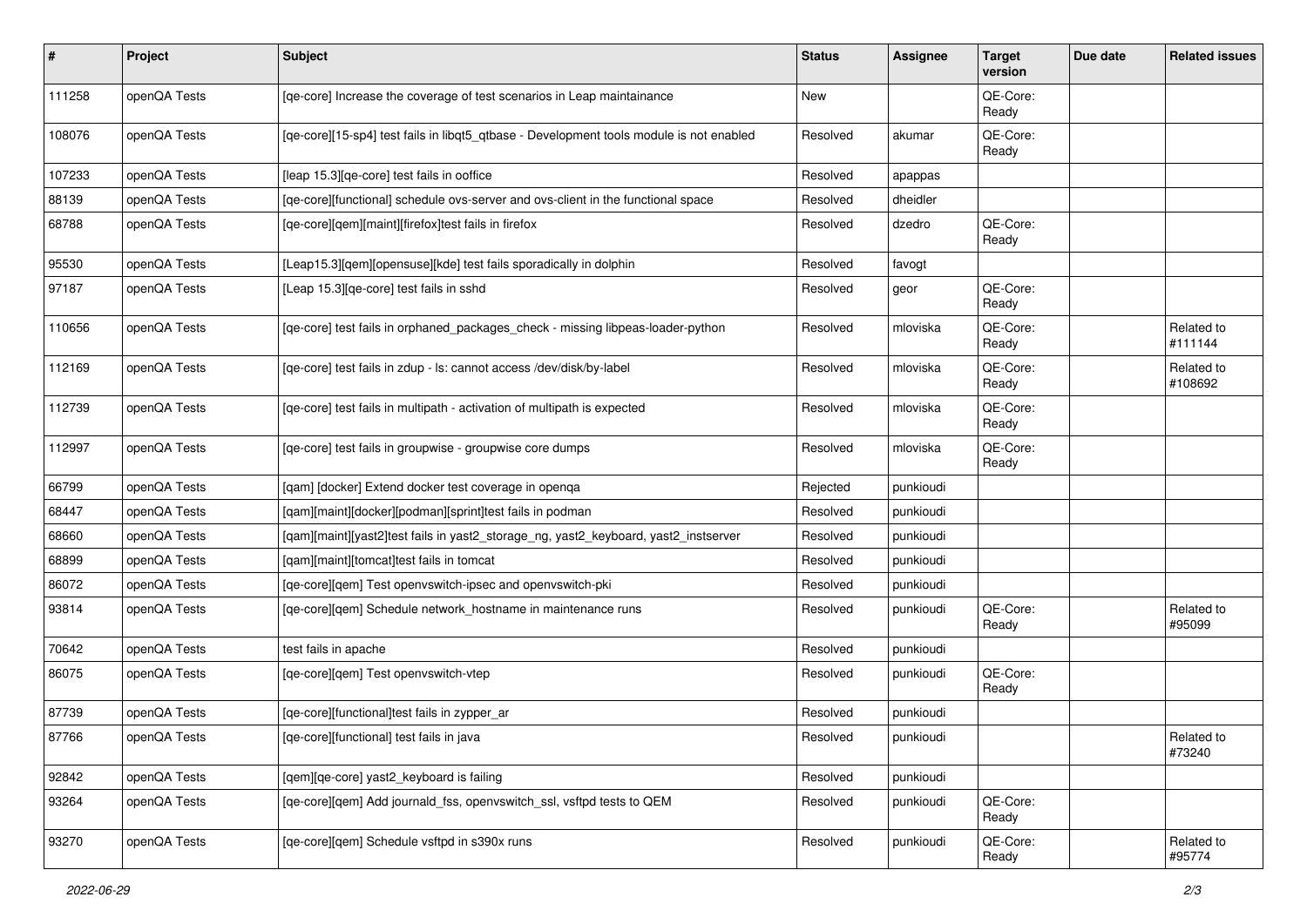| # | Project | Subject | Status | Assignee | Target version | Due date | Related issues |
|---|---|---|---|---|---|---|---|
| 111258 | openQA Tests | [qe-core] Increase the coverage of test scenarios in Leap maintainance | New | | QE-Core: Ready | | |
| 108076 | openQA Tests | [qe-core][15-sp4] test fails in libqt5_qtbase - Development tools module is not enabled | Resolved | akumar | QE-Core: Ready | | |
| 107233 | openQA Tests | [leap 15.3][qe-core] test fails in ooffice | Resolved | apappas | | | |
| 88139 | openQA Tests | [qe-core][functional] schedule ovs-server and ovs-client in the functional space | Resolved | dheidler | | | |
| 68788 | openQA Tests | [qe-core][qem][maint][firefox]test fails in firefox | Resolved | dzedro | QE-Core: Ready | | |
| 95530 | openQA Tests | [Leap15.3][qem][opensuse][kde] test fails sporadically in dolphin | Resolved | favogt | | | |
| 97187 | openQA Tests | [Leap 15.3][qe-core] test fails in sshd | Resolved | geor | QE-Core: Ready | | |
| 110656 | openQA Tests | [qe-core] test fails in orphaned_packages_check - missing libpeas-loader-python | Resolved | mloviska | QE-Core: Ready | | Related to #111144 |
| 112169 | openQA Tests | [qe-core] test fails in zdup - ls: cannot access /dev/disk/by-label | Resolved | mloviska | QE-Core: Ready | | Related to #108692 |
| 112739 | openQA Tests | [qe-core] test fails in multipath - activation of multipath is expected | Resolved | mloviska | QE-Core: Ready | | |
| 112997 | openQA Tests | [qe-core] test fails in groupwise - groupwise core dumps | Resolved | mloviska | QE-Core: Ready | | |
| 66799 | openQA Tests | [qam] [docker] Extend docker test coverage in openqa | Rejected | punkioudi | | | |
| 68447 | openQA Tests | [qam][maint][docker][podman][sprint]test fails in podman | Resolved | punkioudi | | | |
| 68660 | openQA Tests | [qam][maint][yast2]test fails in yast2_storage_ng, yast2_keyboard, yast2_instserver | Resolved | punkioudi | | | |
| 68899 | openQA Tests | [qam][maint][tomcat]test fails in tomcat | Resolved | punkioudi | | | |
| 86072 | openQA Tests | [qe-core][qem] Test openvswitch-ipsec and openvswitch-pki | Resolved | punkioudi | | | |
| 93814 | openQA Tests | [qe-core][qem] Schedule network_hostname in maintenance runs | Resolved | punkioudi | QE-Core: Ready | | Related to #95099 |
| 70642 | openQA Tests | test fails in apache | Resolved | punkioudi | | | |
| 86075 | openQA Tests | [qe-core][qem] Test openvswitch-vtep | Resolved | punkioudi | QE-Core: Ready | | |
| 87739 | openQA Tests | [qe-core][functional]test fails in zypper_ar | Resolved | punkioudi | | | |
| 87766 | openQA Tests | [qe-core][functional] test fails in java | Resolved | punkioudi | | | Related to #73240 |
| 92842 | openQA Tests | [qem][qe-core] yast2_keyboard is failing | Resolved | punkioudi | | | |
| 93264 | openQA Tests | [qe-core][qem] Add journald_fss, openvswitch_ssl, vsftpd tests to QEM | Resolved | punkioudi | QE-Core: Ready | | |
| 93270 | openQA Tests | [qe-core][qem] Schedule vsftpd in s390x runs | Resolved | punkioudi | QE-Core: Ready | | Related to #95774 |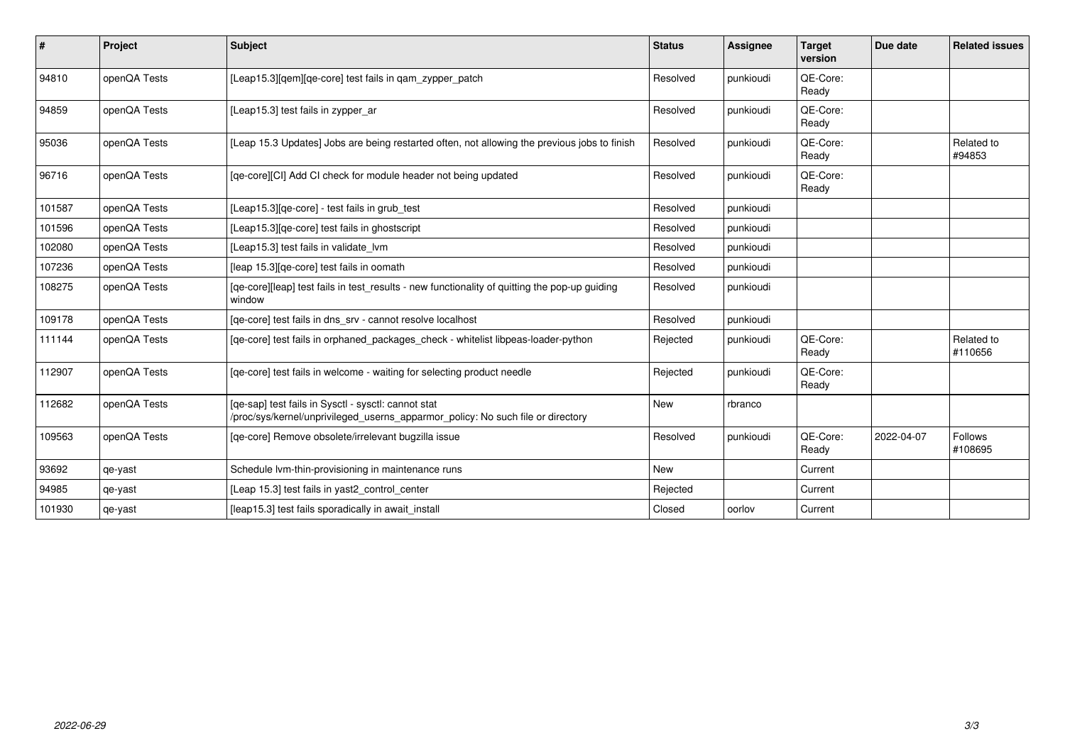| # | Project | Subject | Status | Assignee | Target version | Due date | Related issues |
|---|---|---|---|---|---|---|---|
| 94810 | openQA Tests | [Leap15.3][qem][qe-core] test fails in qam_zypper_patch | Resolved | punkioudi | QE-Core: Ready | | |
| 94859 | openQA Tests | [Leap15.3] test fails in zypper_ar | Resolved | punkioudi | QE-Core: Ready | | |
| 95036 | openQA Tests | [Leap 15.3 Updates] Jobs are being restarted often, not allowing the previous jobs to finish | Resolved | punkioudi | QE-Core: Ready | | Related to #94853 |
| 96716 | openQA Tests | [qe-core][CI] Add CI check for module header not being updated | Resolved | punkioudi | QE-Core: Ready | | |
| 101587 | openQA Tests | [Leap15.3][qe-core] - test fails in grub_test | Resolved | punkioudi | | | |
| 101596 | openQA Tests | [Leap15.3][qe-core] test fails in ghostscript | Resolved | punkioudi | | | |
| 102080 | openQA Tests | [Leap15.3] test fails in validate_lvm | Resolved | punkioudi | | | |
| 107236 | openQA Tests | [leap 15.3][qe-core] test fails in oomath | Resolved | punkioudi | | | |
| 108275 | openQA Tests | [qe-core][leap] test fails in test_results - new functionality of quitting the pop-up guiding window | Resolved | punkioudi | | | |
| 109178 | openQA Tests | [qe-core] test fails in dns_srv - cannot resolve localhost | Resolved | punkioudi | | | |
| 111144 | openQA Tests | [qe-core] test fails in orphaned_packages_check - whitelist libpeas-loader-python | Rejected | punkioudi | QE-Core: Ready | | Related to #110656 |
| 112907 | openQA Tests | [qe-core] test fails in welcome - waiting for selecting product needle | Rejected | punkioudi | QE-Core: Ready | | |
| 112682 | openQA Tests | [qe-sap] test fails in Sysctl - sysctl: cannot stat /proc/sys/kernel/unprivileged_userns_apparmor_policy: No such file or directory | New | rbranco | | | |
| 109563 | openQA Tests | [qe-core] Remove obsolete/irrelevant bugzilla issue | Resolved | punkioudi | QE-Core: Ready | 2022-04-07 | Follows #108695 |
| 93692 | qe-yast | Schedule lvm-thin-provisioning in maintenance runs | New | | Current | | |
| 94985 | qe-yast | [Leap 15.3] test fails in yast2_control_center | Rejected | | Current | | |
| 101930 | qe-yast | [leap15.3] test fails sporadically in await_install | Closed | oorlov | Current | | |

*2022-06-29*